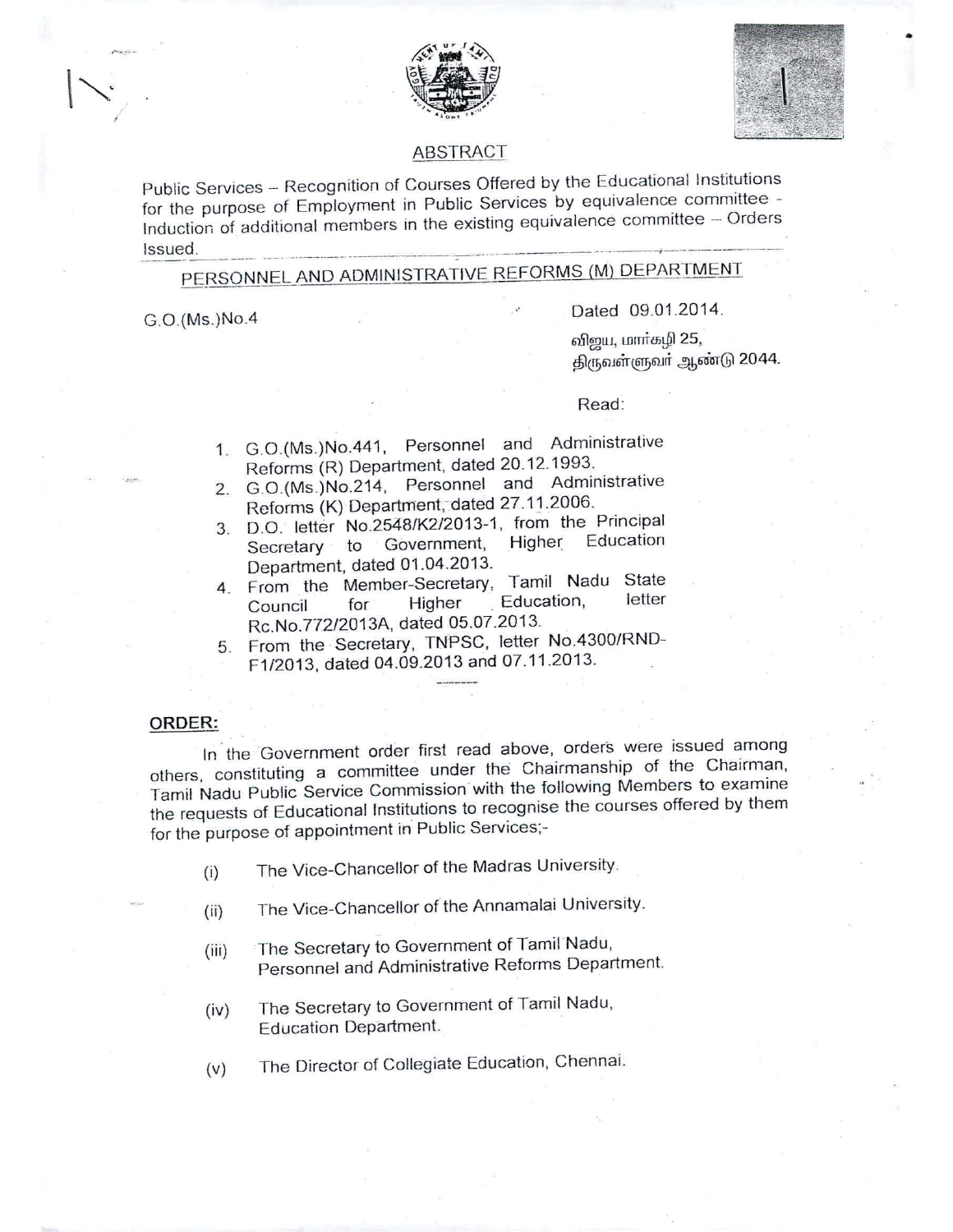# ABSTRACT

Public Services – Recognition of Courses Offered by the Educational Institutions for the purpose of Employment in Public Services by equivalence committee - Induction of additional members in the existing equivalence committee – Orders Issued.

## PERSONNEL AND ADMINISTRATIVE REFORMS (M) DEPARTMENT

G.O.(Ms.)No.4 Dated 09.01.2014.

விஜய, மார்கழி 25,
திருவள்ளுவர் ஆண்டு 2044.

Read:

1. G.O.(Ms.)No.441, Personnel and Administrative Reforms (R) Department, dated 20.12.1993.
2. G.O.(Ms.)No.214, Personnel and Administrative Reforms (K) Department, dated 27.11.2006.
3. D.O. letter No.2548/K2/2013-1, from the Principal Secretary to Government, Higher Education Department, dated 01.04.2013.
4. From the Member-Secretary, Tamil Nadu State Council for Higher Education, letter Rc.No.772/2013A, dated 05.07.2013.
5. From the Secretary, TNPSC, letter No.4300/RND-F1/2013, dated 04.09.2013 and 07.11.2013.

-------

**ORDER:**

In the Government order first read above, orders were issued among others, constituting a committee under the Chairmanship of the Chairman, Tamil Nadu Public Service Commission with the following Members to examine the requests of Educational Institutions to recognise the courses offered by them for the purpose of appointment in Public Services;-

(i) The Vice-Chancellor of the Madras University.

(ii) The Vice-Chancellor of the Annamalai University.

(iii) The Secretary to Government of Tamil Nadu, Personnel and Administrative Reforms Department.

(iv) The Secretary to Government of Tamil Nadu, Education Department.

(v) The Director of Collegiate Education, Chennai.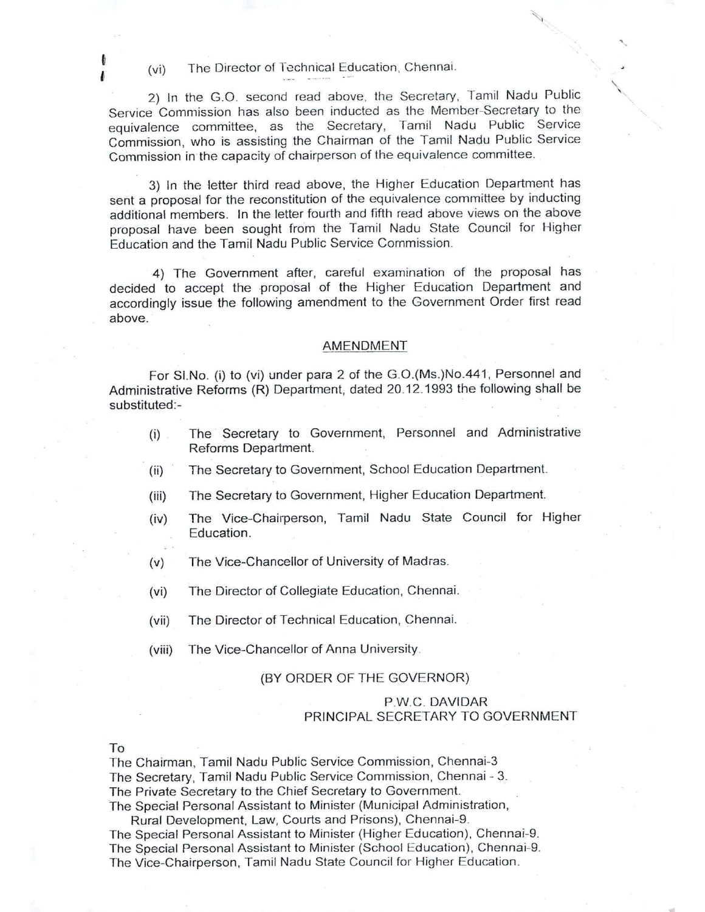(vi) The Director of Technical Education, Chennai.

2) In the G.O. second read above, the Secretary, Tamil Nadu Public Service Commission has also been inducted as the Member-Secretary to the equivalence committee, as the Secretary, Tamil Nadu Public Service Commission, who is assisting the Chairman of the Tamil Nadu Public Service Commission in the capacity of chairperson of the equivalence committee.

3) In the letter third read above, the Higher Education Department has sent a proposal for the reconstitution of the equivalence committee by inducting additional members. In the letter fourth and fifth read above views on the above proposal have been sought from the Tamil Nadu State Council for Higher Education and the Tamil Nadu Public Service Commission.

4) The Government after, careful examination of the proposal has decided to accept the proposal of the Higher Education Department and accordingly issue the following amendment to the Government Order first read above.

## AMENDMENT

For Sl.No. (i) to (vi) under para 2 of the G.O.(Ms.)No.441, Personnel and Administrative Reforms (R) Department, dated 20.12.1993 the following shall be substituted:-

(i) The Secretary to Government, Personnel and Administrative Reforms Department.

(ii) The Secretary to Government, School Education Department.

(iii) The Secretary to Government, Higher Education Department.

(iv) The Vice-Chairperson, Tamil Nadu State Council for Higher Education.

(v) The Vice-Chancellor of University of Madras.

(vi) The Director of Collegiate Education, Chennai.

(vii) The Director of Technical Education, Chennai.

(viii) The Vice-Chancellor of Anna University.

(BY ORDER OF THE GOVERNOR)

P.W.C. DAVIDAR
PRINCIPAL SECRETARY TO GOVERNMENT

To
The Chairman, Tamil Nadu Public Service Commission, Chennai-3
The Secretary, Tamil Nadu Public Service Commission, Chennai - 3.
The Private Secretary to the Chief Secretary to Government.
The Special Personal Assistant to Minister (Municipal Administration, Rural Development, Law, Courts and Prisons), Chennai-9.
The Special Personal Assistant to Minister (Higher Education), Chennai-9.
The Special Personal Assistant to Minister (School Education), Chennai-9.
The Vice-Chairperson, Tamil Nadu State Council for Higher Education.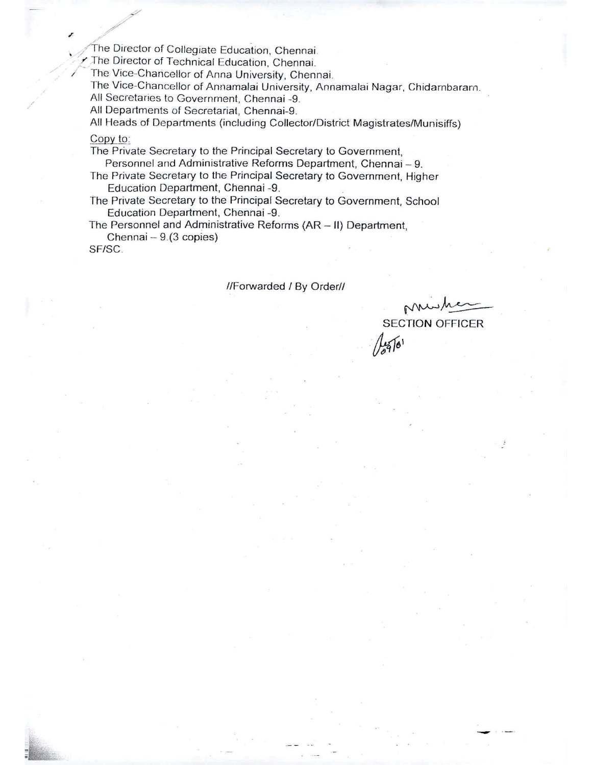The Director of Collegiate Education, Chennai.
The Director of Technical Education, Chennai.
The Vice-Chancellor of Anna University, Chennai.
The Vice-Chancellor of Annamalai University, Annamalai Nagar, Chidambaram.
All Secretaries to Government, Chennai -9.
All Departments of Secretariat, Chennai-9.
All Heads of Departments (including Collector/District Magistrates/Munisiffs)

Copy to:

The Private Secretary to the Principal Secretary to Government,
Personnel and Administrative Reforms Department, Chennai – 9.
The Private Secretary to the Principal Secretary to Government, Higher
Education Department, Chennai -9.
The Private Secretary to the Principal Secretary to Government, School
Education Department, Chennai -9.
The Personnel and Administrative Reforms (AR – II) Department,
Chennai – 9.(3 copies)
SF/SC.

//Forwarded / By Order//

SECTION OFFICER